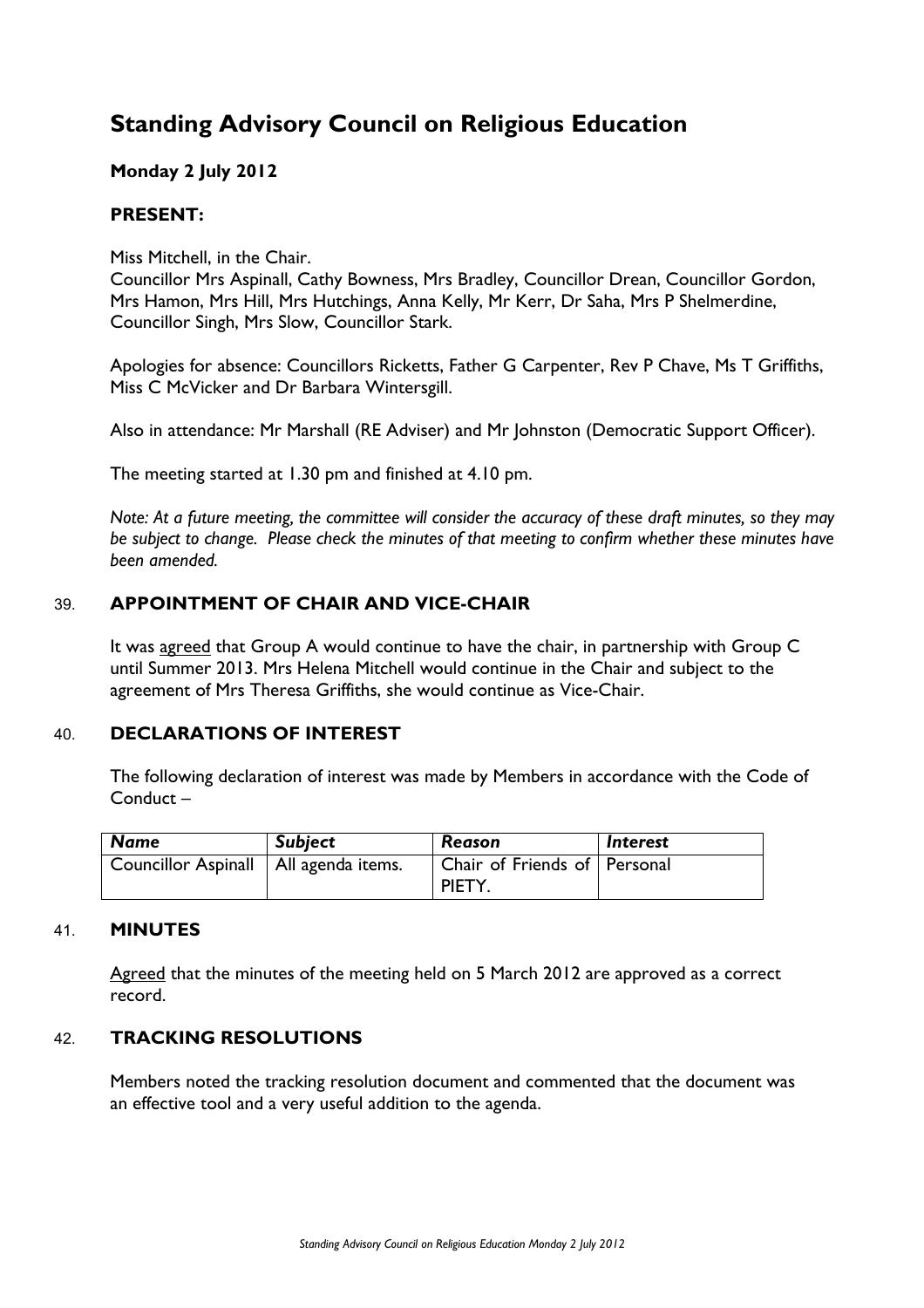# Standing Advisory Council on Religious Education

**Monday 2 July 2012**

**PRESENT:**

Miss Mitchell, in the Chair.
Councillor Mrs Aspinall, Cathy Bowness, Mrs Bradley, Councillor Drean, Councillor Gordon, Mrs Hamon, Mrs Hill, Mrs Hutchings, Anna Kelly, Mr Kerr, Dr Saha, Mrs P Shelmerdine, Councillor Singh, Mrs Slow, Councillor Stark.

Apologies for absence: Councillors Ricketts, Father G Carpenter, Rev P Chave, Ms T Griffiths, Miss C McVicker and Dr Barbara Wintersgill.

Also in attendance: Mr Marshall (RE Adviser) and Mr Johnston (Democratic Support Officer).

The meeting started at 1.30 pm and finished at 4.10 pm.

*Note: At a future meeting, the committee will consider the accuracy of these draft minutes, so they may be subject to change. Please check the minutes of that meeting to confirm whether these minutes have been amended.*

## 39. APPOINTMENT OF CHAIR AND VICE-CHAIR

It was agreed that Group A would continue to have the chair, in partnership with Group C until Summer 2013. Mrs Helena Mitchell would continue in the Chair and subject to the agreement of Mrs Theresa Griffiths, she would continue as Vice-Chair.

## 40. DECLARATIONS OF INTEREST

The following declaration of interest was made by Members in accordance with the Code of Conduct –

| *Name* | *Subject* | *Reason* | *Interest* |
| --- | --- | --- | --- |
| Councillor Aspinall | All agenda items. | Chair of Friends of PIETY. | Personal |

## 41. MINUTES

Agreed that the minutes of the meeting held on 5 March 2012 are approved as a correct record.

## 42. TRACKING RESOLUTIONS

Members noted the tracking resolution document and commented that the document was an effective tool and a very useful addition to the agenda.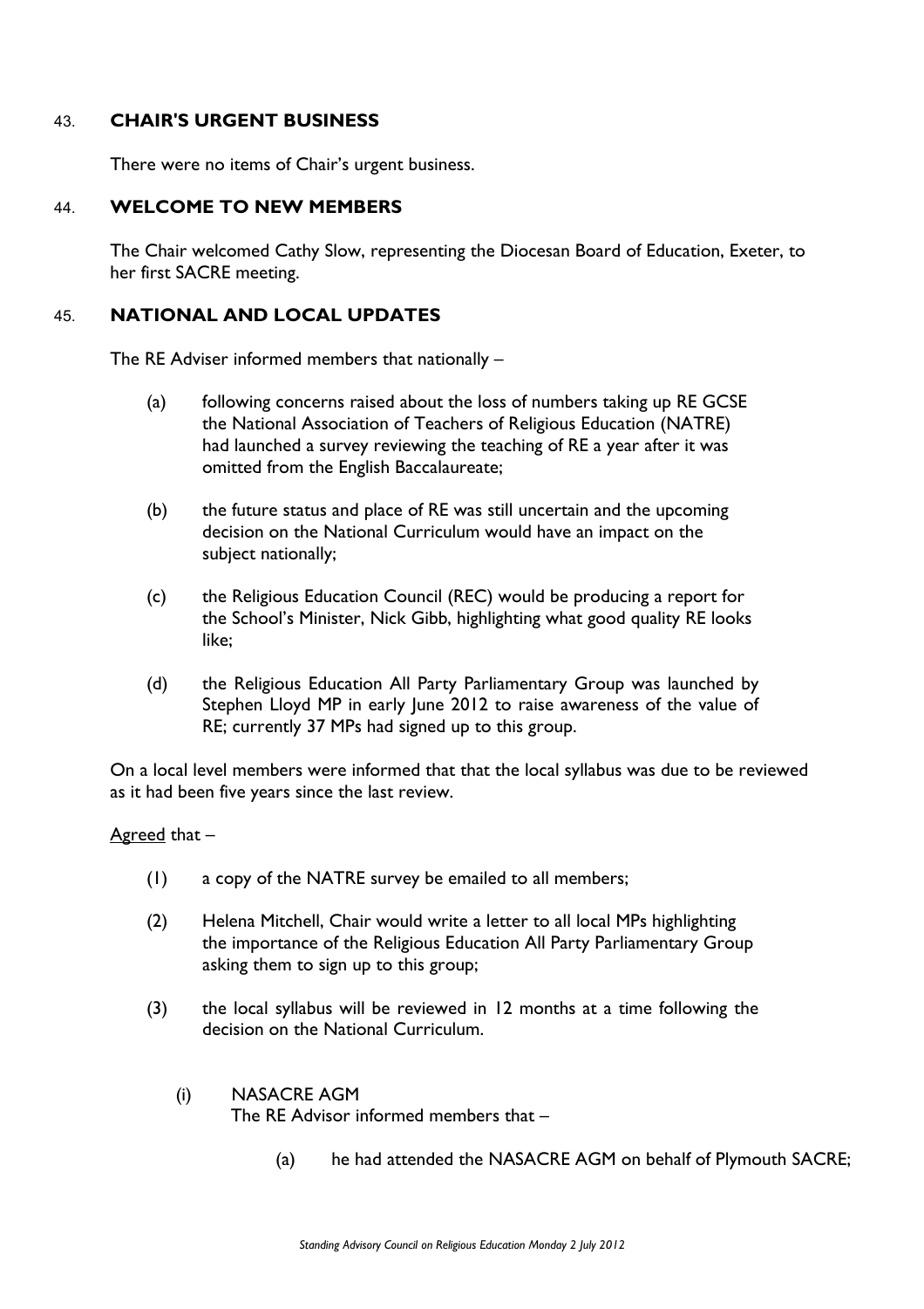## 43. CHAIR'S URGENT BUSINESS

There were no items of Chair's urgent business.

## 44. WELCOME TO NEW MEMBERS

The Chair welcomed Cathy Slow, representing the Diocesan Board of Education, Exeter, to her first SACRE meeting.

## 45. NATIONAL AND LOCAL UPDATES

The RE Adviser informed members that nationally –

(a) following concerns raised about the loss of numbers taking up RE GCSE the National Association of Teachers of Religious Education (NATRE) had launched a survey reviewing the teaching of RE a year after it was omitted from the English Baccalaureate;

(b) the future status and place of RE was still uncertain and the upcoming decision on the National Curriculum would have an impact on the subject nationally;

(c) the Religious Education Council (REC) would be producing a report for the School's Minister, Nick Gibb, highlighting what good quality RE looks like;

(d) the Religious Education All Party Parliamentary Group was launched by Stephen Lloyd MP in early June 2012 to raise awareness of the value of RE; currently 37 MPs had signed up to this group.

On a local level members were informed that that the local syllabus was due to be reviewed as it had been five years since the last review.

Agreed that –

(1) a copy of the NATRE survey be emailed to all members;

(2) Helena Mitchell, Chair would write a letter to all local MPs highlighting the importance of the Religious Education All Party Parliamentary Group asking them to sign up to this group;

(3) the local syllabus will be reviewed in 12 months at a time following the decision on the National Curriculum.

(i) NASACRE AGM
The RE Advisor informed members that –

(a) he had attended the NASACRE AGM on behalf of Plymouth SACRE;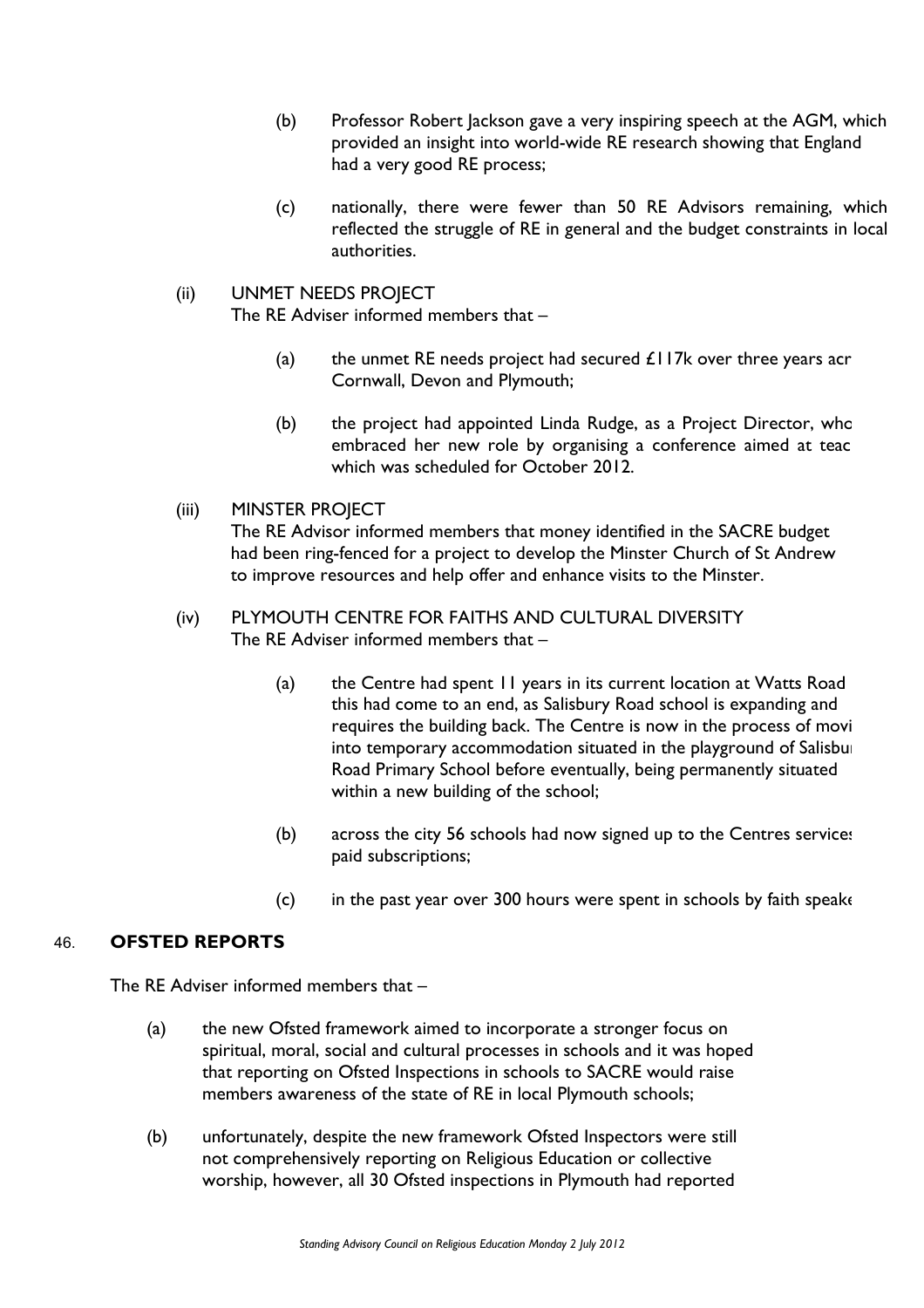(b) Professor Robert Jackson gave a very inspiring speech at the AGM, which provided an insight into world-wide RE research showing that England had a very good RE process;

(c) nationally, there were fewer than 50 RE Advisors remaining, which reflected the struggle of RE in general and the budget constraints in local authorities.

(ii) UNMET NEEDS PROJECT
The RE Adviser informed members that –

(a) the unmet RE needs project had secured £117k over three years acr Cornwall, Devon and Plymouth;

(b) the project had appointed Linda Rudge, as a Project Director, who embraced her new role by organising a conference aimed at teac which was scheduled for October 2012.

(iii) MINSTER PROJECT
The RE Advisor informed members that money identified in the SACRE budget had been ring-fenced for a project to develop the Minster Church of St Andrew to improve resources and help offer and enhance visits to the Minster.

(iv) PLYMOUTH CENTRE FOR FAITHS AND CULTURAL DIVERSITY
The RE Adviser informed members that –

(a) the Centre had spent 11 years in its current location at Watts Road this had come to an end, as Salisbury Road school is expanding and requires the building back. The Centre is now in the process of movi into temporary accommodation situated in the playground of Salisbu Road Primary School before eventually, being permanently situated within a new building of the school;

(b) across the city 56 schools had now signed up to the Centres services paid subscriptions;

(c) in the past year over 300 hours were spent in schools by faith speake

## 46. OFSTED REPORTS

The RE Adviser informed members that –

(a) the new Ofsted framework aimed to incorporate a stronger focus on spiritual, moral, social and cultural processes in schools and it was hoped that reporting on Ofsted Inspections in schools to SACRE would raise members awareness of the state of RE in local Plymouth schools;

(b) unfortunately, despite the new framework Ofsted Inspectors were still not comprehensively reporting on Religious Education or collective worship, however, all 30 Ofsted inspections in Plymouth had reported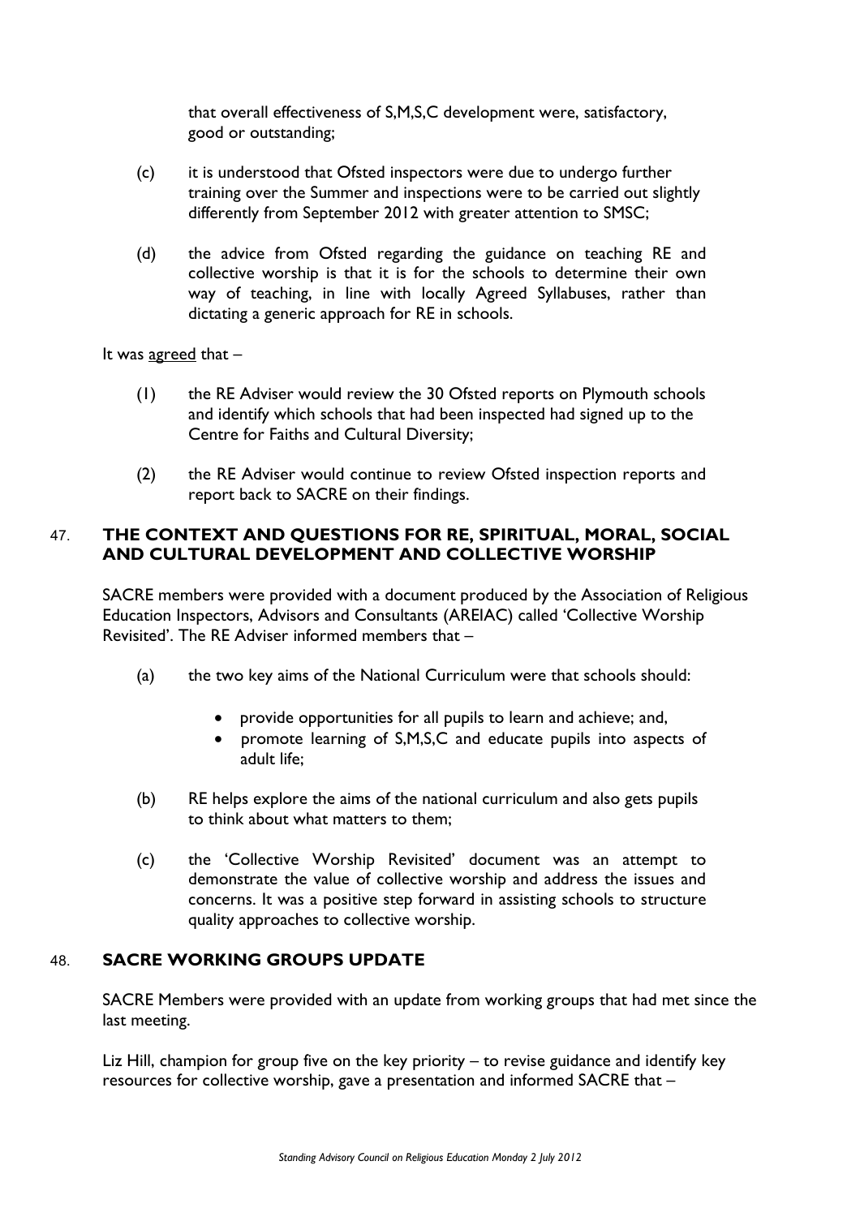that overall effectiveness of S,M,S,C development were, satisfactory, good or outstanding;

(c) it is understood that Ofsted inspectors were due to undergo further training over the Summer and inspections were to be carried out slightly differently from September 2012 with greater attention to SMSC;

(d) the advice from Ofsted regarding the guidance on teaching RE and collective worship is that it is for the schools to determine their own way of teaching, in line with locally Agreed Syllabuses, rather than dictating a generic approach for RE in schools.

It was agreed that –

(1) the RE Adviser would review the 30 Ofsted reports on Plymouth schools and identify which schools that had been inspected had signed up to the Centre for Faiths and Cultural Diversity;

(2) the RE Adviser would continue to review Ofsted inspection reports and report back to SACRE on their findings.

## 47. THE CONTEXT AND QUESTIONS FOR RE, SPIRITUAL, MORAL, SOCIAL AND CULTURAL DEVELOPMENT AND COLLECTIVE WORSHIP

SACRE members were provided with a document produced by the Association of Religious Education Inspectors, Advisors and Consultants (AREIAC) called 'Collective Worship Revisited'. The RE Adviser informed members that –

(a) the two key aims of the National Curriculum were that schools should:

- provide opportunities for all pupils to learn and achieve; and,
- promote learning of S,M,S,C and educate pupils into aspects of adult life;

(b) RE helps explore the aims of the national curriculum and also gets pupils to think about what matters to them;

(c) the 'Collective Worship Revisited' document was an attempt to demonstrate the value of collective worship and address the issues and concerns. It was a positive step forward in assisting schools to structure quality approaches to collective worship.

## 48. SACRE WORKING GROUPS UPDATE

SACRE Members were provided with an update from working groups that had met since the last meeting.

Liz Hill, champion for group five on the key priority – to revise guidance and identify key resources for collective worship, gave a presentation and informed SACRE that –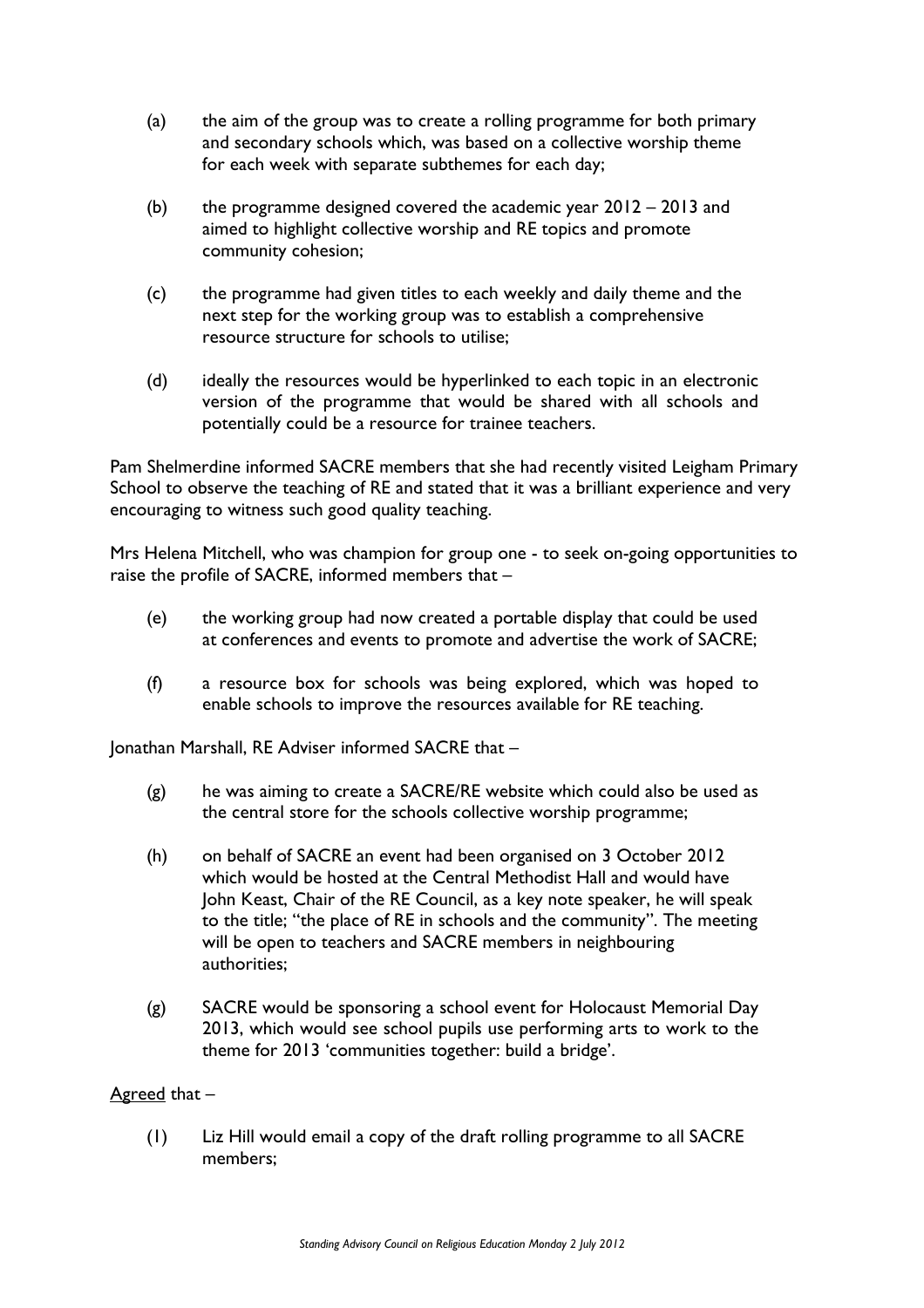(a) the aim of the group was to create a rolling programme for both primary and secondary schools which, was based on a collective worship theme for each week with separate subthemes for each day;

(b) the programme designed covered the academic year 2012 – 2013 and aimed to highlight collective worship and RE topics and promote community cohesion;

(c) the programme had given titles to each weekly and daily theme and the next step for the working group was to establish a comprehensive resource structure for schools to utilise;

(d) ideally the resources would be hyperlinked to each topic in an electronic version of the programme that would be shared with all schools and potentially could be a resource for trainee teachers.

Pam Shelmerdine informed SACRE members that she had recently visited Leigham Primary School to observe the teaching of RE and stated that it was a brilliant experience and very encouraging to witness such good quality teaching.

Mrs Helena Mitchell, who was champion for group one - to seek on-going opportunities to raise the profile of SACRE, informed members that –

(e) the working group had now created a portable display that could be used at conferences and events to promote and advertise the work of SACRE;

(f) a resource box for schools was being explored, which was hoped to enable schools to improve the resources available for RE teaching.

Jonathan Marshall, RE Adviser informed SACRE that –

(g) he was aiming to create a SACRE/RE website which could also be used as the central store for the schools collective worship programme;

(h) on behalf of SACRE an event had been organised on 3 October 2012 which would be hosted at the Central Methodist Hall and would have John Keast, Chair of the RE Council, as a key note speaker, he will speak to the title; "the place of RE in schools and the community". The meeting will be open to teachers and SACRE members in neighbouring authorities;

(g) SACRE would be sponsoring a school event for Holocaust Memorial Day 2013, which would see school pupils use performing arts to work to the theme for 2013 'communities together: build a bridge'.

<u>Agreed</u> that –

(1) Liz Hill would email a copy of the draft rolling programme to all SACRE members;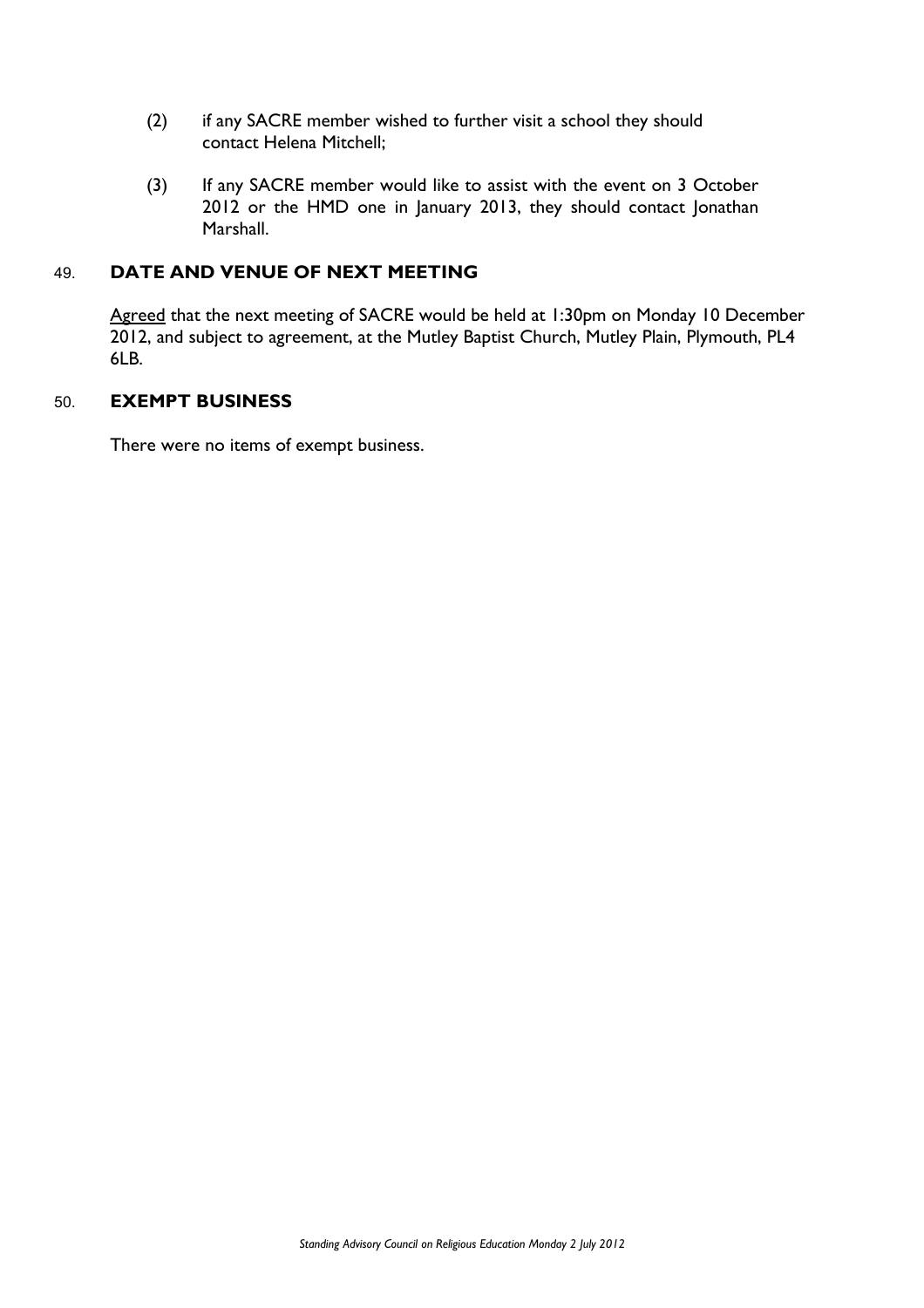(2) if any SACRE member wished to further visit a school they should contact Helena Mitchell;

(3) If any SACRE member would like to assist with the event on 3 October 2012 or the HMD one in January 2013, they should contact Jonathan Marshall.

## 49. DATE AND VENUE OF NEXT MEETING

Agreed that the next meeting of SACRE would be held at 1:30pm on Monday 10 December 2012, and subject to agreement, at the Mutley Baptist Church, Mutley Plain, Plymouth, PL4 6LB.

## 50. EXEMPT BUSINESS

There were no items of exempt business.